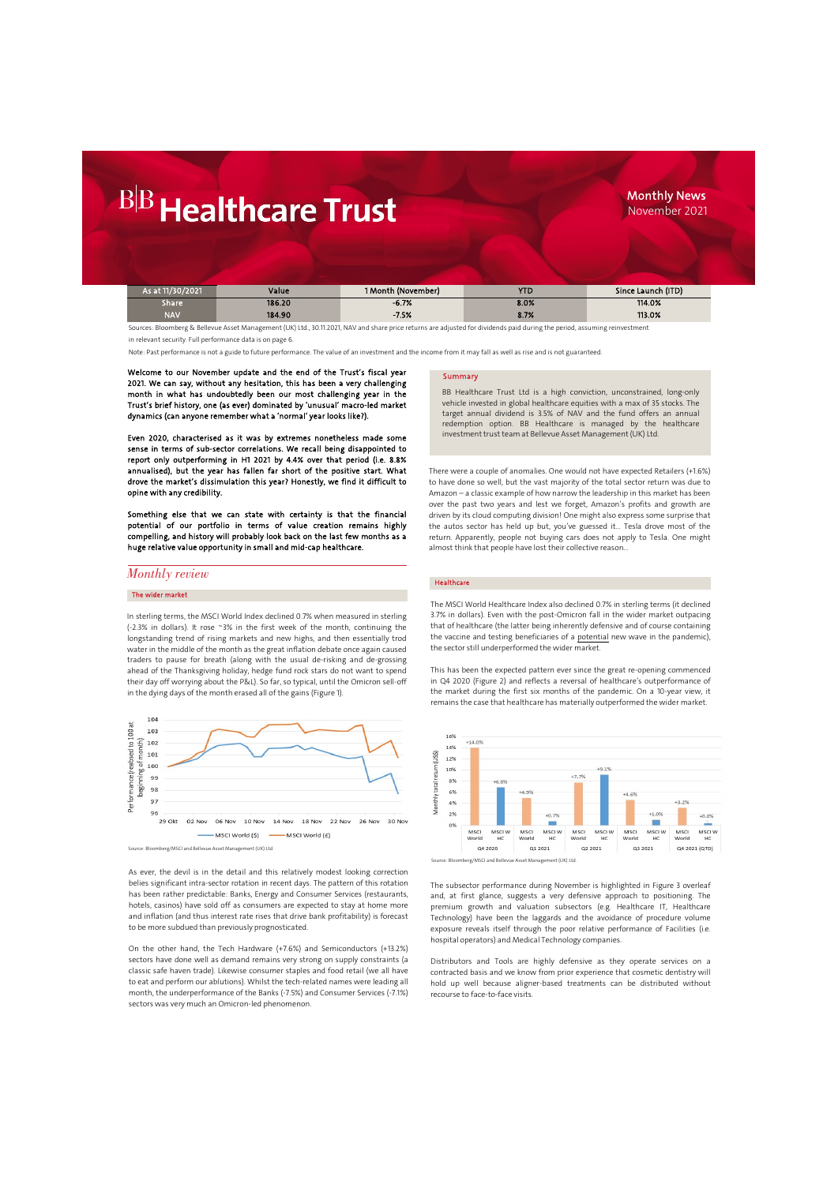# BB Healthcare Trust

**Monthly News**
November 2021

| As at 11/30/2021 | Value | 1 Month (November) | YTD | Since Launch (ITD) |
|---|---|---|---|---|
| Share | 186.20 | -6.7% | 8.0% | 114.0% |
| NAV | 184.90 | -7.5% | 8.7% | 113.0% |

Sources: Bloomberg & Bellevue Asset Management (UK) Ltd., 30.11.2021, NAV and share price returns are adjusted for dividends paid during the period, assuming reinvestment in relevant security. Full performance data is on page 6.

Note: Past performance is not a guide to future performance. The value of an investment and the income from it may fall as well as rise and is not guaranteed.

**Welcome to our November update and the end of the Trust's fiscal year 2021. We can say, without any hesitation, this has been a very challenging month in what has undoubtedly been our most challenging year in the Trust's brief history, one (as ever) dominated by 'unusual' macro-led market dynamics (can anyone remember what a 'normal' year looks like?).**

**Even 2020, characterised as it was by extremes nonetheless made some sense in terms of sub-sector correlations. We recall being disappointed to report only outperforming in H1 2021 by 4.4% over that period (i.e. 8.8% annualised), but the year has fallen far short of the positive start. What drove the market's dissimulation this year? Honestly, we find it difficult to opine with any credibility.**

**Something else that we can state with certainty is that the financial potential of our portfolio in terms of value creation remains highly compelling, and history will probably look back on the last few months as a huge relative value opportunity in small and mid-cap healthcare.**

## Summary

BB Healthcare Trust Ltd is a high conviction, unconstrained, long-only vehicle invested in global healthcare equities with a max of 35 stocks. The target annual dividend is 3.5% of NAV and the fund offers an annual redemption option. BB Healthcare is managed by the healthcare investment trust team at Bellevue Asset Management (UK) Ltd.

## *Monthly review*

### The wider market

In sterling terms, the MSCI World Index declined 0.7% when measured in sterling (-2.3% in dollars). It rose ~3% in the first week of the month, continuing the longstanding trend of rising markets and new highs, and then essentially trod water in the middle of the month as the great inflation debate once again caused traders to pause for breath (along with the usual de-risking and de-grossing ahead of the Thanksgiving holiday, hedge fund rock stars do not want to spend their day off worrying about the P&L). So far, so typical, until the Omicron sell-off in the dying days of the month erased all of the gains (Figure 1).

Source: Bloomberg/MSCI and Bellevue Asset Management (UK) Ltd.

As ever, the devil is in the detail and this relatively modest looking correction belies significant intra-sector rotation in recent days. The pattern of this rotation has been rather predictable: Banks, Energy and Consumer Services (restaurants, hotels, casinos) have sold off as consumers are expected to stay at home more and inflation (and thus interest rate rises that drive bank profitability) is forecast to be more subdued than previously prognosticated.

On the other hand, the Tech Hardware (+7.6%) and Semiconductors (+13.2%) sectors have done well as demand remains very strong on supply constraints (a classic safe haven trade). Likewise consumer staples and food retail (we all have to eat and perform our ablutions). Whilst the tech-related names were leading all month, the underperformance of the Banks (-7.5%) and Consumer Services (-7.1%) sectors was very much an Omicron-led phenomenon.

There were a couple of anomalies. One would not have expected Retailers (+1.6%) to have done so well, but the vast majority of the total sector return was due to Amazon – a classic example of how narrow the leadership in this market has been over the past two years and lest we forget, Amazon's profits and growth are driven by its cloud computing division! One might also express some surprise that the autos sector has held up but, you've guessed it... Tesla drove most of the return. Apparently, people not buying cars does not apply to Tesla. One might almost think that people have lost their collective reason...

### Healthcare

The MSCI World Healthcare Index also declined 0.7% in sterling terms (it declined 3.7% in dollars). Even with the post-Omicron fall in the wider market outpacing that of healthcare (the latter being inherently defensive and of course containing the vaccine and testing beneficiaries of a potential new wave in the pandemic), the sector still underperformed the wider market.

This has been the expected pattern ever since the great re-opening commenced in Q4 2020 (Figure 2) and reflects a reversal of healthcare's outperformance of the market during the first six months of the pandemic. On a 10-year view, it remains the case that healthcare has materially outperformed the wider market.

Source: Bloomberg/MSCI and Bellevue Asset Management (UK) Ltd.

The subsector performance during November is highlighted in Figure 3 overleaf and, at first glance, suggests a very defensive approach to positioning. The premium growth and valuation subsectors (e.g. Healthcare IT, Healthcare Technology) have been the laggards and the avoidance of procedure volume exposure reveals itself through the poor relative performance of Facilities (i.e. hospital operators) and Medical Technology companies.

Distributors and Tools are highly defensive as they operate services on a contracted basis and we know from prior experience that cosmetic dentistry will hold up well because aligner-based treatments can be distributed without recourse to face-to-face visits.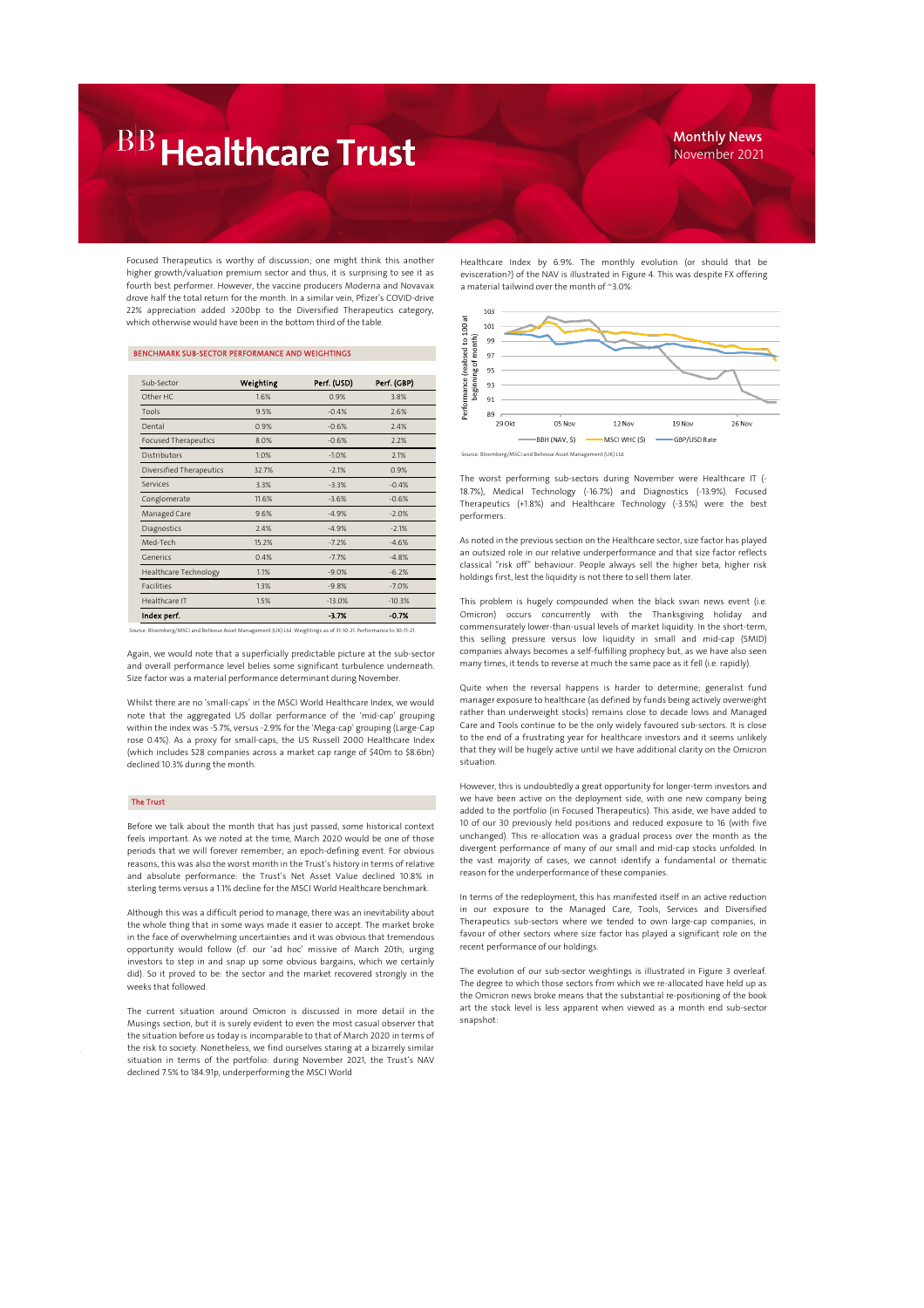Focused Therapeutics is worthy of discussion; one might think this another higher growth/valuation premium sector and thus, it is surprising to see it as fourth best performer. However, the vaccine producers Moderna and Novavax drove half the total return for the month. In a similar vein, Pfizer's COVID-drive 22% appreciation added >200bp to the Diversified Therapeutics category, which otherwise would have been in the bottom third of the table.

### BENCHMARK SUB-SECTOR PERFORMANCE AND WEIGHTINGS

| Sub-Sector | Weighting | Perf. (USD) | Perf. (GBP) |
|---|---|---|---|
| Other HC | 1.6% | 0.9% | 3.8% |
| Tools | 9.5% | -0.4% | 2.6% |
| Dental | 0.9% | -0.6% | 2.4% |
| Focused Therapeutics | 8.0% | -0.6% | 2.2% |
| Distributors | 1.0% | -1.0% | 2.1% |
| Diversified Therapeutics | 32.7% | -2.1% | 0.9% |
| Services | 3.3% | -3.3% | -0.4% |
| Conglomerate | 11.6% | -3.6% | -0.6% |
| Managed Care | 9.6% | -4.9% | -2.0% |
| Diagnostics | 2.4% | -4.9% | -2.1% |
| Med-Tech | 15.2% | -7.2% | -4.6% |
| Generics | 0.4% | -7.7% | -4.8% |
| Healthcare Technology | 1.1% | -9.0% | -6.2% |
| Facilities | 1.3% | -9.8% | -7.0% |
| Healthcare IT | 1.5% | -13.0% | -10.3% |
| **Index perf.** | | **-3.7%** | **-0.7%** |

Source: Bloomberg/MSCI and Bellevue Asset Management (UK) Ltd. Weightings as of 31-10-21. Performance to 30-11-21.

Again, we would note that a superficially predictable picture at the sub-sector and overall performance level belies some significant turbulence underneath. Size factor was a material performance determinant during November.

Whilst there are no 'small-caps' in the MSCI World Healthcare Index, we would note that the aggregated US dollar performance of the 'mid-cap' grouping within the index was -5.7%, versus -2.9% for the 'Mega-cap' grouping (Large-Cap rose 0.4%). As a proxy for small-caps, the US Russell 2000 Healthcare Index (which includes 528 companies across a market cap range of \$40m to \$8.6bn) declined 10.3% during the month.

## The Trust

Before we talk about the month that has just passed, some historical context feels important. As we noted at the time, March 2020 would be one of those periods that we will forever remember; an epoch-defining event. For obvious reasons, this was also the worst month in the Trust's history in terms of relative and absolute performance: the Trust's Net Asset Value declined 10.8% in sterling terms versus a 1.1% decline for the MSCI World Healthcare benchmark.

Although this was a difficult period to manage, there was an inevitability about the whole thing that in some ways made it easier to accept. The market broke in the face of overwhelming uncertainties and it was obvious that tremendous opportunity would follow (cf. our 'ad hoc' missive of March 20th, urging investors to step in and snap up some obvious bargains, which we certainly did). So it proved to be: the sector and the market recovered strongly in the weeks that followed.

The current situation around Omicron is discussed in more detail in the Musings section, but it is surely evident to even the most casual observer that the situation before us today is incomparable to that of March 2020 in terms of the risk to society. Nonetheless, we find ourselves staring at a bizarrely similar situation in terms of the portfolio: during November 2021, the Trust's NAV declined 7.5% to 184.91p, underperforming the MSCI World Healthcare Index by 6.9%. The monthly evolution (or should that be evisceration?) of the NAV is illustrated in Figure 4. This was despite FX offering a material tailwind over the month of ~3.0%:

Source: Bloomberg/MSCI and Bellevue Asset Management (UK) Ltd.

The worst performing sub-sectors during November were Healthcare IT (-18.7%), Medical Technology (-16.7%) and Diagnostics (-13.9%). Focused Therapeutics (+1.8%) and Healthcare Technology (-3.5%) were the best performers.

As noted in the previous section on the Healthcare sector, size factor has played an outsized role in our relative underperformance and that size factor reflects classical "risk off" behaviour. People always sell the higher beta, higher risk holdings first, lest the liquidity is not there to sell them later.

This problem is hugely compounded when the black swan news event (i.e. Omicron) occurs concurrently with the Thanksgiving holiday and commensurately lower-than-usual levels of market liquidity. In the short-term, this selling pressure versus low liquidity in small and mid-cap (SMID) companies always becomes a self-fulfilling prophecy but, as we have also seen many times, it tends to reverse at much the same pace as it fell (i.e. rapidly).

Quite when the reversal happens is harder to determine; generalist fund manager exposure to healthcare (as defined by funds being actively overweight rather than underweight stocks) remains close to decade lows and Managed Care and Tools continue to be the only widely favoured sub-sectors. It is close to the end of a frustrating year for healthcare investors and it seems unlikely that they will be hugely active until we have additional clarity on the Omicron situation.

However, this is undoubtedly a great opportunity for longer-term investors and we have been active on the deployment side, with one new company being added to the portfolio (in Focused Therapeutics). This aside, we have added to 10 of our 30 previously held positions and reduced exposure to 16 (with five unchanged). This re-allocation was a gradual process over the month as the divergent performance of many of our small and mid-cap stocks unfolded. In the vast majority of cases, we cannot identify a fundamental or thematic reason for the underperformance of these companies.

In terms of the redeployment, this has manifested itself in an active reduction in our exposure to the Managed Care, Tools, Services and Diversified Therapeutics sub-sectors where we tended to own large-cap companies, in favour of other sectors where size factor has played a significant role on the recent performance of our holdings.

The evolution of our sub-sector weightings is illustrated in Figure 3 overleaf. The degree to which those sectors from which we re-allocated have held up as the Omicron news broke means that the substantial re-positioning of the book art the stock level is less apparent when viewed as a month end sub-sector snapshot: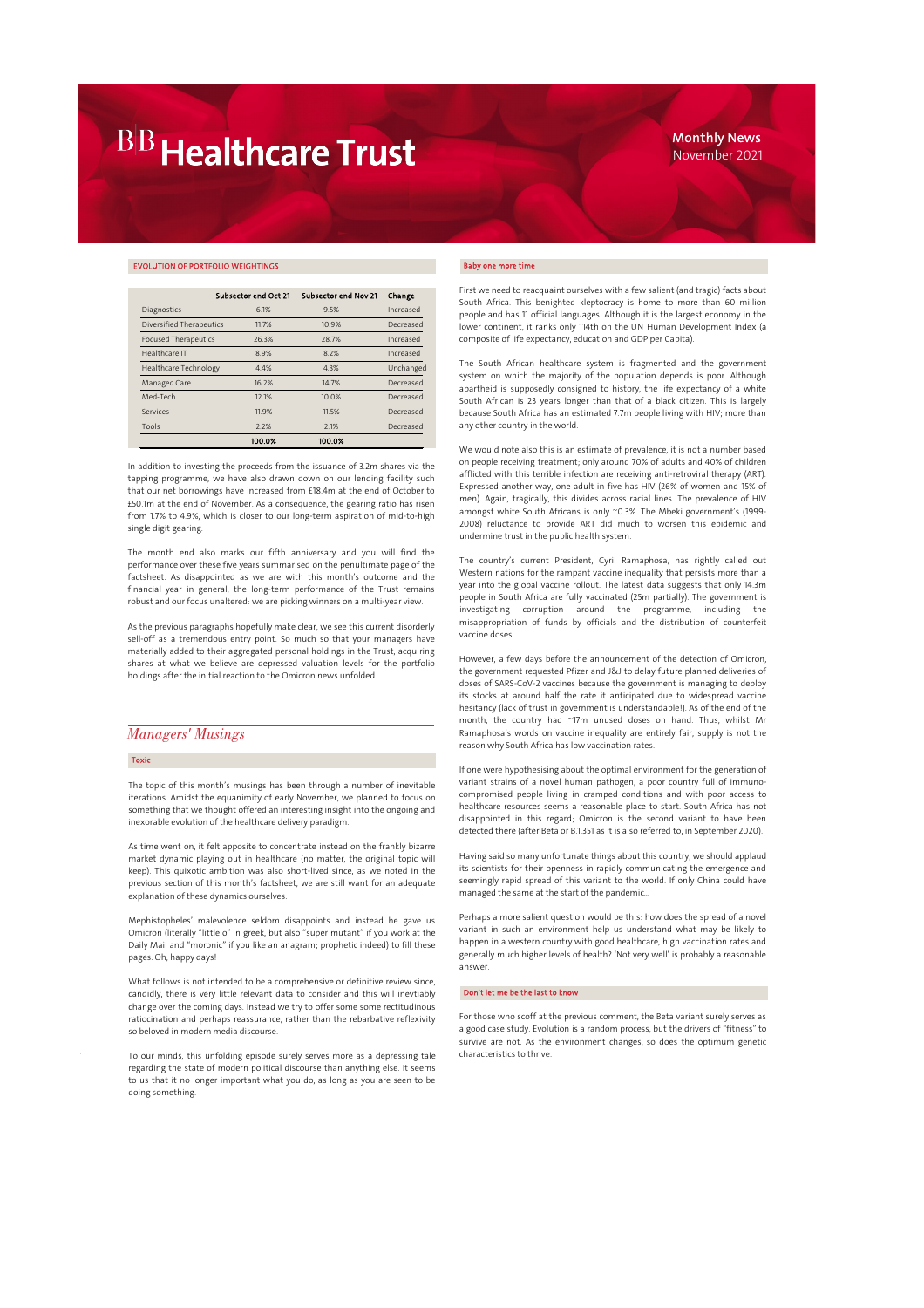# BB Healthcare Trust

**Monthly News**
November 2021

## EVOLUTION OF PORTFOLIO WEIGHTINGS

| | Subsector end Oct 21 | Subsector end Nov 21 | Change |
|---|---|---|---|
| Diagnostics | 6.1% | 9.5% | Increased |
| Diversified Therapeutics | 11.7% | 10.9% | Decreased |
| Focused Therapeutics | 26.3% | 28.7% | Increased |
| Healthcare IT | 8.9% | 8.2% | Increased |
| Healthcare Technology | 4.4% | 4.3% | Unchanged |
| Managed Care | 16.2% | 14.7% | Decreased |
| Med-Tech | 12.1% | 10.0% | Decreased |
| Services | 11.9% | 11.5% | Decreased |
| Tools | 2.2% | 2.1% | Decreased |
| | **100.0%** | **100.0%** | |

In addition to investing the proceeds from the issuance of 3.2m shares via the tapping programme, we have also drawn down on our lending facility such that our net borrowings have increased from £18.4m at the end of October to £50.1m at the end of November. As a consequence, the gearing ratio has risen from 1.7% to 4.9%, which is closer to our long-term aspiration of mid-to-high single digit gearing.

The month end also marks our fifth anniversary and you will find the performance over these five years summarised on the penultimate page of the factsheet. As disappointed as we are with this month's outcome and the financial year in general, the long-term performance of the Trust remains robust and our focus unaltered: we are picking winners on a multi-year view.

As the previous paragraphs hopefully make clear, we see this current disorderly sell-off as a tremendous entry point. So much so that your managers have materially added to their aggregated personal holdings in the Trust, acquiring shares at what we believe are depressed valuation levels for the portfolio holdings after the initial reaction to the Omicron news unfolded.

## *Managers' Musings*

### Toxic

The topic of this month's musings has been through a number of inevitable iterations. Amidst the equanimity of early November, we planned to focus on something that we thought offered an interesting insight into the ongoing and inexorable evolution of the healthcare delivery paradigm.

As time went on, it felt apposite to concentrate instead on the frankly bizarre market dynamic playing out in healthcare (no matter, the original topic will keep). This quixotic ambition was also short-lived since, as we noted in the previous section of this month's factsheet, we are still want for an adequate explanation of these dynamics ourselves.

Mephistopheles' malevolence seldom disappoints and instead he gave us Omicron (literally "little o" in greek, but also "super mutant" if you work at the Daily Mail and "moronic" if you like an anagram; prophetic indeed) to fill these pages. Oh, happy days!

What follows is not intended to be a comprehensive or definitive review since, candidly, there is very little relevant data to consider and this will inevtiably change over the coming days. Instead we try to offer some rectitudinous ratiocination and perhaps reassurance, rather than the rebarbative reflexivity so beloved in modern media discourse.

To our minds, this unfolding episode surely serves more as a depressing tale regarding the state of modern political discourse than anything else. It seems to us that it no longer important what you do, as long as you are seen to be doing something.

### Baby one more time

First we need to reacquaint ourselves with a few salient (and tragic) facts about South Africa. This benighted kleptocracy is home to more than 60 million people and has 11 official languages. Although it is the largest economy in the lower continent, it ranks only 114th on the UN Human Development Index (a composite of life expectancy, education and GDP per Capita).

The South African healthcare system is fragmented and the government system on which the majority of the population depends is poor. Although apartheid is supposedly consigned to history, the life expectancy of a white South African is 23 years longer than that of a black citizen. This is largely because South Africa has an estimated 7.7m people living with HIV; more than any other country in the world.

We would note also this is an estimate of prevalence, it is not a number based on people receiving treatment; only around 70% of adults and 40% of children afflicted with this terrible infection are receiving anti-retroviral therapy (ART). Expressed another way, one adult in five has HIV (26% of women and 15% of men). Again, tragically, this divides across racial lines. The prevalence of HIV amongst white South Africans is only ~0.3%. The Mbeki government's (1999-2008) reluctance to provide ART did much to worsen this epidemic and undermine trust in the public health system.

The country's current President, Cyril Ramaphosa, has rightly called out Western nations for the rampant vaccine inequality that persists more than a year into the global vaccine rollout. The latest data suggests that only 14.3m people in South Africa are fully vaccinated (25m partially). The government is investigating corruption around the programme, including the misappropriation of funds by officials and the distribution of counterfeit vaccine doses.

However, a few days before the announcement of the detection of Omicron, the government requested Pfizer and J&J to delay future planned deliveries of doses of SARS-CoV-2 vaccines because the government is managing to deploy its stocks at around half the rate it anticipated due to widespread vaccine hesitancy (lack of trust in government is understandable!). As of the end of the month, the country had ~17m unused doses on hand. Thus, whilst Mr Ramaphosa's words on vaccine inequality are entirely fair, supply is not the reason why South Africa has low vaccination rates.

If one were hypothesising about the optimal environment for the generation of variant strains of a novel human pathogen, a poor country full of immuno-compromised people living in cramped conditions and with poor access to healthcare resources seems a reasonable place to start. South Africa has not disappointed in this regard; Omicron is the second variant to have been detected there (after Beta or B.1.351 as it is also referred to, in September 2020).

Having said so many unfortunate things about this country, we should applaud its scientists for their openness in rapidly communicating the emergence and seemingly rapid spread of this variant to the world. If only China could have managed the same at the start of the pandemic...

Perhaps a more salient question would be this: how does the spread of a novel variant in such an environment help us understand what may be likely to happen in a western country with good healthcare, high vaccination rates and generally much higher levels of health? 'Not very well' is probably a reasonable answer.

### Don't let me be the last to know

For those who scoff at the previous comment, the Beta variant surely serves as a good case study. Evolution is a random process, but the drivers of "fitness" to survive are not. As the environment changes, so does the optimum genetic characteristics to thrive.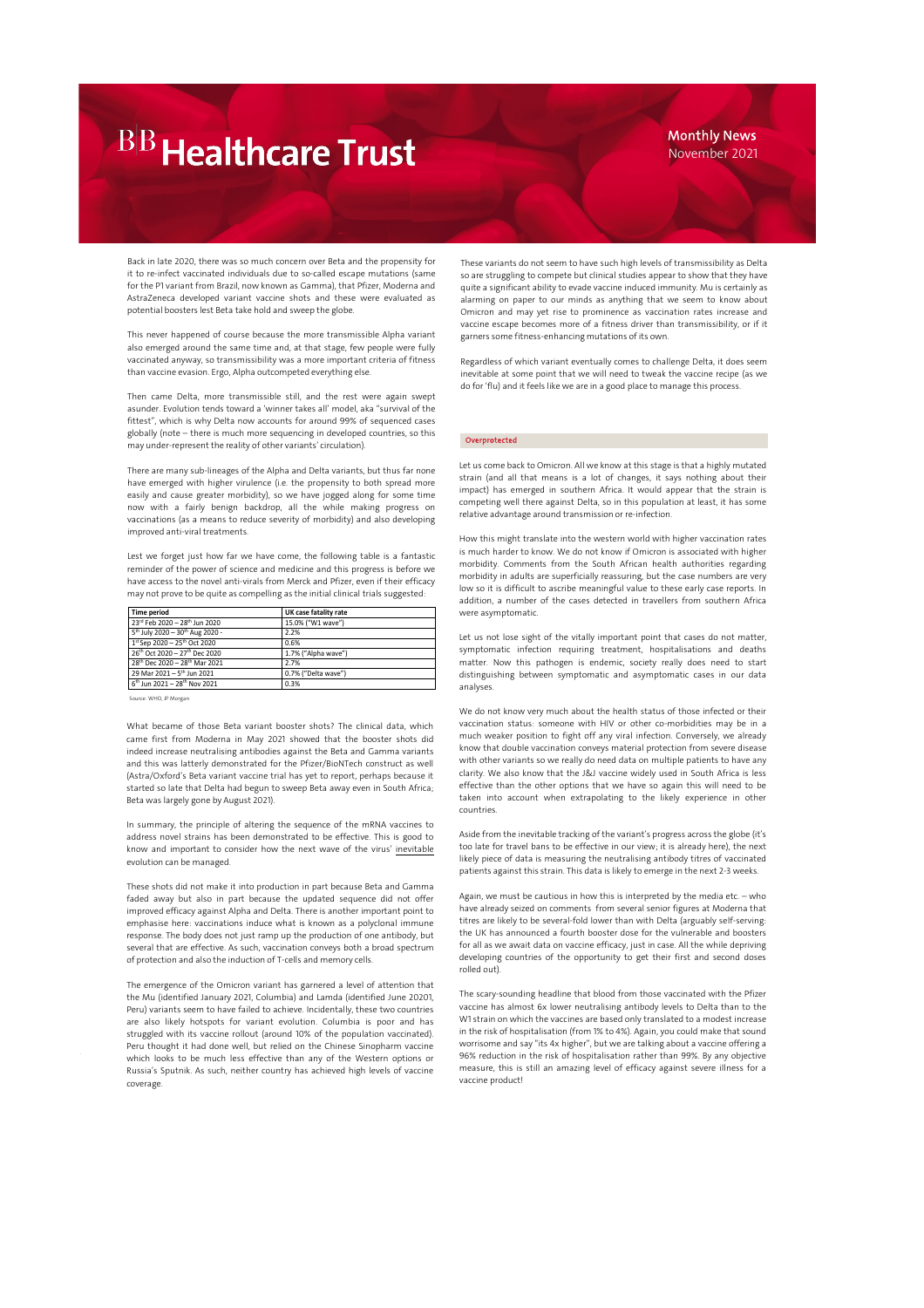Back in late 2020, there was so much concern over Beta and the propensity for it to re-infect vaccinated individuals due to so-called escape mutations (same for the P1 variant from Brazil, now known as Gamma), that Pfizer, Moderna and AstraZeneca developed variant vaccine shots and these were evaluated as potential boosters lest Beta take hold and sweep the globe.

This never happened of course because the more transmissible Alpha variant also emerged around the same time and, at that stage, few people were fully vaccinated anyway, so transmissibility was a more important criteria of fitness than vaccine evasion. Ergo, Alpha outcompeted everything else.

Then came Delta, more transmissible still, and the rest were again swept asunder. Evolution tends toward a 'winner takes all' model, aka "survival of the fittest", which is why Delta now accounts for around 99% of sequenced cases globally (note – there is much more sequencing in developed countries, so this may under-represent the reality of other variants' circulation).

There are many sub-lineages of the Alpha and Delta variants, but thus far none have emerged with higher virulence (i.e. the propensity to both spread more easily and cause greater morbidity), so we have jogged along for some time now with a fairly benign backdrop, all the while making progress on vaccinations (as a means to reduce severity of morbidity) and also developing improved anti-viral treatments.

Lest we forget just how far we have come, the following table is a fantastic reminder of the power of science and medicine and this progress is before we have access to the novel anti-virals from Merck and Pfizer, even if their efficacy may not prove to be quite as compelling as the initial clinical trials suggested:

| Time period | UK case fatality rate |
|---|---|
| 23rd Feb 2020 – 28th Jun 2020 | 15.0% ("W1 wave") |
| 5th July 2020 – 30th Aug 2020 - | 2.2% |
| 1st Sep 2020 – 25th Oct 2020 | 0.6% |
| 26th Oct 2020 – 27th Dec 2020 | 1.7% ("Alpha wave") |
| 28th Dec 2020 – 28th Mar 2021 | 2.7% |
| 29 Mar 2021 – 5th Jun 2021 | 0.7% ("Delta wave") |
| 6th Jun 2021 – 28th Nov 2021 | 0.3% |

Source: WHO, JP Morgan

What became of those Beta variant booster shots? The clinical data, which came first from Moderna in May 2021 showed that the booster shots did indeed increase neutralising antibodies against the Beta and Gamma variants and this was latterly demonstrated for the Pfizer/BioNTech construct as well (Astra/Oxford's Beta variant vaccine trial has yet to report, perhaps because it started so late that Delta had begun to sweep Beta away even in South Africa; Beta was largely gone by August 2021).

In summary, the principle of altering the sequence of the mRNA vaccines to address novel strains has been demonstrated to be effective. This is good to know and important to consider how the next wave of the virus' inevitable evolution can be managed.

These shots did not make it into production in part because Beta and Gamma faded away but also in part because the updated sequence did not offer improved efficacy against Alpha and Delta. There is another important point to emphasise here: vaccinations induce what is known as a polyclonal immune response. The body does not just ramp up the production of one antibody, but several that are effective. As such, vaccination conveys both a broad spectrum of protection and also the induction of T-cells and memory cells.

The emergence of the Omicron variant has garnered a level of attention that the Mu (identified January 2021, Columbia) and Lamda (identified June 20201, Peru) variants seem to have failed to achieve. Incidentally, these two countries are also likely hotspots for variant evolution. Columbia is poor and has struggled with its vaccine rollout (around 10% of the population vaccinated). Peru thought it had done well, but relied on the Chinese Sinopharm vaccine which looks to be much less effective than any of the Western options or Russia's Sputnik. As such, neither country has achieved high levels of vaccine coverage.

These variants do not seem to have such high levels of transmissibility as Delta so are struggling to compete but clinical studies appear to show that they have quite a significant ability to evade vaccine induced immunity. Mu is certainly as alarming on paper to our minds as anything that we seem to know about Omicron and may yet rise to prominence as vaccination rates increase and vaccine escape becomes more of a fitness driver than transmissibility, or if it garners some fitness-enhancing mutations of its own.

Regardless of which variant eventually comes to challenge Delta, it does seem inevitable at some point that we will need to tweak the vaccine recipe (as we do for 'flu) and it feels like we are in a good place to manage this process.

## Overprotected

Let us come back to Omicron. All we know at this stage is that a highly mutated strain (and all that means is a lot of changes, it says nothing about their impact) has emerged in southern Africa. It would appear that the strain is competing well there against Delta, so in this population at least, it has some relative advantage around transmission or re-infection.

How this might translate into the western world with higher vaccination rates is much harder to know. We do not know if Omicron is associated with higher morbidity. Comments from the South African health authorities regarding morbidity in adults are superficially reassuring, but the case numbers are very low so it is difficult to ascribe meaningful value to these early case reports. In addition, a number of the cases detected in travellers from southern Africa were asymptomatic.

Let us not lose sight of the vitally important point that cases do not matter, symptomatic infection requiring treatment, hospitalisations and deaths matter. Now this pathogen is endemic, society really does need to start distinguishing between symptomatic and asymptomatic cases in our data analyses.

We do not know very much about the health status of those infected or their vaccination status: someone with HIV or other co-morbidities may be in a much weaker position to fight off any viral infection. Conversely, we already know that double vaccination conveys material protection from severe disease with other variants so we really do need data on multiple patients to have any clarity. We also know that the J&J vaccine widely used in South Africa is less effective than the other options that we have so again this will need to be taken into account when extrapolating to the likely experience in other countries.

Aside from the inevitable tracking of the variant's progress across the globe (it's too late for travel bans to be effective in our view; it is already here), the next likely piece of data is measuring the neutralising antibody titres of vaccinated patients against this strain. This data is likely to emerge in the next 2-3 weeks.

Again, we must be cautious in how this is interpreted by the media etc. – who have already seized on comments from several senior figures at Moderna that titres are likely to be several-fold lower than with Delta (arguably self-serving: the UK has announced a fourth booster dose for the vulnerable and boosters for all as we await data on vaccine efficacy, just in case. All the while depriving developing countries of the opportunity to get their first and second doses rolled out).

The scary-sounding headline that blood from those vaccinated with the Pfizer vaccine has almost 6x lower neutralising antibody levels to Delta than to the W1 strain on which the vaccines are based only translated to a modest increase in the risk of hospitalisation (from 1% to 4%). Again, you could make that sound worrisome and say "its 4x higher", but we are talking about a vaccine offering a 96% reduction in the risk of hospitalisation rather than 99%. By any objective measure, this is still an amazing level of efficacy against severe illness for a vaccine product!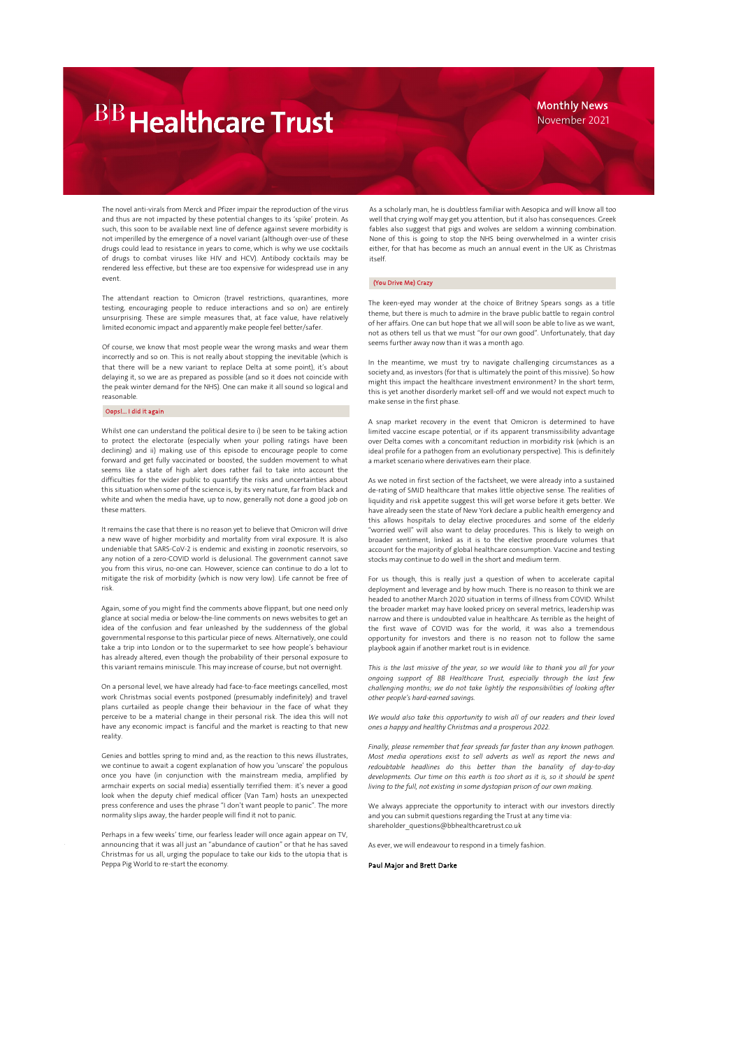# BB Healthcare Trust

Monthly News
November 2021

The novel anti-virals from Merck and Pfizer impair the reproduction of the virus and thus are not impacted by these potential changes to its 'spike' protein. As such, this soon to be available next line of defence against severe morbidity is not imperilled by the emergence of a novel variant (although over-use of these drugs could lead to resistance in years to come, which is why we use cocktails of drugs to combat viruses like HIV and HCV). Antibody cocktails may be rendered less effective, but these are too expensive for widespread use in any event.

The attendant reaction to Omicron (travel restrictions, quarantines, more testing, encouraging people to reduce interactions and so on) are entirely unsurprising. These are simple measures that, at face value, have relatively limited economic impact and apparently make people feel better/safer.

Of course, we know that most people wear the wrong masks and wear them incorrectly and so on. This is not really about stopping the inevitable (which is that there will be a new variant to replace Delta at some point), it's about delaying it, so we are as prepared as possible (and so it does not coincide with the peak winter demand for the NHS). One can make it all sound so logical and reasonable.

## Oops!... I did it again

Whilst one can understand the political desire to i) be seen to be taking action to protect the electorate (especially when your polling ratings have been declining) and ii) making use of this episode to encourage people to come forward and get fully vaccinated or boosted, the sudden movement to what seems like a state of high alert does rather fail to take into account the difficulties for the wider public to quantify the risks and uncertainties about this situation when some of the science is, by its very nature, far from black and white and when the media have, up to now, generally not done a good job on these matters.

It remains the case that there is no reason yet to believe that Omicron will drive a new wave of higher morbidity and mortality from viral exposure. It is also undeniable that SARS-CoV-2 is endemic and existing in zoonotic reservoirs, so any notion of a zero-COVID world is delusional. The government cannot save you from this virus, no-one can. However, science can continue to do a lot to mitigate the risk of morbidity (which is now very low). Life cannot be free of risk.

Again, some of you might find the comments above flippant, but one need only glance at social media or below-the-line comments on news websites to get an idea of the confusion and fear unleashed by the suddenness of the global governmental response to this particular piece of news. Alternatively, one could take a trip into London or to the supermarket to see how people's behaviour has already altered, even though the probability of their personal exposure to this variant remains miniscule. This may increase of course, but not overnight.

On a personal level, we have already had face-to-face meetings cancelled, most work Christmas social events postponed (presumably indefinitely) and travel plans curtailed as people change their behaviour in the face of what they perceive to be a material change in their personal risk. The idea this will not have any economic impact is fanciful and the market is reacting to that new reality.

Genies and bottles spring to mind and, as the reaction to this news illustrates, we continue to await a cogent explanation of how you 'unscare' the populous once you have (in conjunction with the mainstream media, amplified by armchair experts on social media) essentially terrified them: it's never a good look when the deputy chief medical officer (Van Tam) hosts an unexpected press conference and uses the phrase "I don't want people to panic". The more normality slips away, the harder people will find it not to panic.

Perhaps in a few weeks' time, our fearless leader will once again appear on TV, announcing that it was all just an "abundance of caution" or that he has saved Christmas for us all, urging the populace to take our kids to the utopia that is Peppa Pig World to re-start the economy.

As a scholarly man, he is doubtless familiar with Aesopica and will know all too well that crying wolf may get you attention, but it also has consequences. Greek fables also suggest that pigs and wolves are seldom a winning combination. None of this is going to stop the NHS being overwhelmed in a winter crisis either, for that has become as much an annual event in the UK as Christmas itself.

## (You Drive Me) Crazy

The keen-eyed may wonder at the choice of Britney Spears songs as a title theme, but there is much to admire in the brave public battle to regain control of her affairs. One can but hope that we all will soon be able to live as we want, not as others tell us that we must "for our own good". Unfortunately, that day seems further away now than it was a month ago.

In the meantime, we must try to navigate challenging circumstances as a society and, as investors (for that is ultimately the point of this missive). So how might this impact the healthcare investment environment? In the short term, this is yet another disorderly market sell-off and we would not expect much to make sense in the first phase.

A snap market recovery in the event that Omicron is determined to have limited vaccine escape potential, or if its apparent transmissibility advantage over Delta comes with a concomitant reduction in morbidity risk (which is an ideal profile for a pathogen from an evolutionary perspective). This is definitely a market scenario where derivatives earn their place.

As we noted in first section of the factsheet, we were already into a sustained de-rating of SMID healthcare that makes little objective sense. The realities of liquidity and risk appetite suggest this will get worse before it gets better. We have already seen the state of New York declare a public health emergency and this allows hospitals to delay elective procedures and some of the elderly "worried well" will also want to delay procedures. This is likely to weigh on broader sentiment, linked as it is to the elective procedure volumes that account for the majority of global healthcare consumption. Vaccine and testing stocks may continue to do well in the short and medium term.

For us though, this is really just a question of when to accelerate capital deployment and leverage and by how much. There is no reason to think we are headed to another March 2020 situation in terms of illness from COVID. Whilst the broader market may have looked pricey on several metrics, leadership was narrow and there is undoubted value in healthcare. As terrible as the height of the first wave of COVID was for the world, it was also a tremendous opportunity for investors and there is no reason not to follow the same playbook again if another market rout is in evidence.

*This is the last missive of the year, so we would like to thank you all for your ongoing support of BB Healthcare Trust, especially through the last few challenging months; we do not take lightly the responsibilities of looking after other people's hard-earned savings.*

*We would also take this opportunity to wish all of our readers and their loved ones a happy and healthy Christmas and a prosperous 2022.*

*Finally, please remember that fear spreads far faster than any known pathogen. Most media operations exist to sell adverts as well as report the news and redoubtable headlines do this better than the banality of day-to-day developments. Our time on this earth is too short as it is, so it should be spent living to the full, not existing in some dystopian prison of our own making.*

We always appreciate the opportunity to interact with our investors directly and you can submit questions regarding the Trust at any time via:
shareholder_questions@bbhealthcaretrust.co.uk

As ever, we will endeavour to respond in a timely fashion.

**Paul Major and Brett Darke**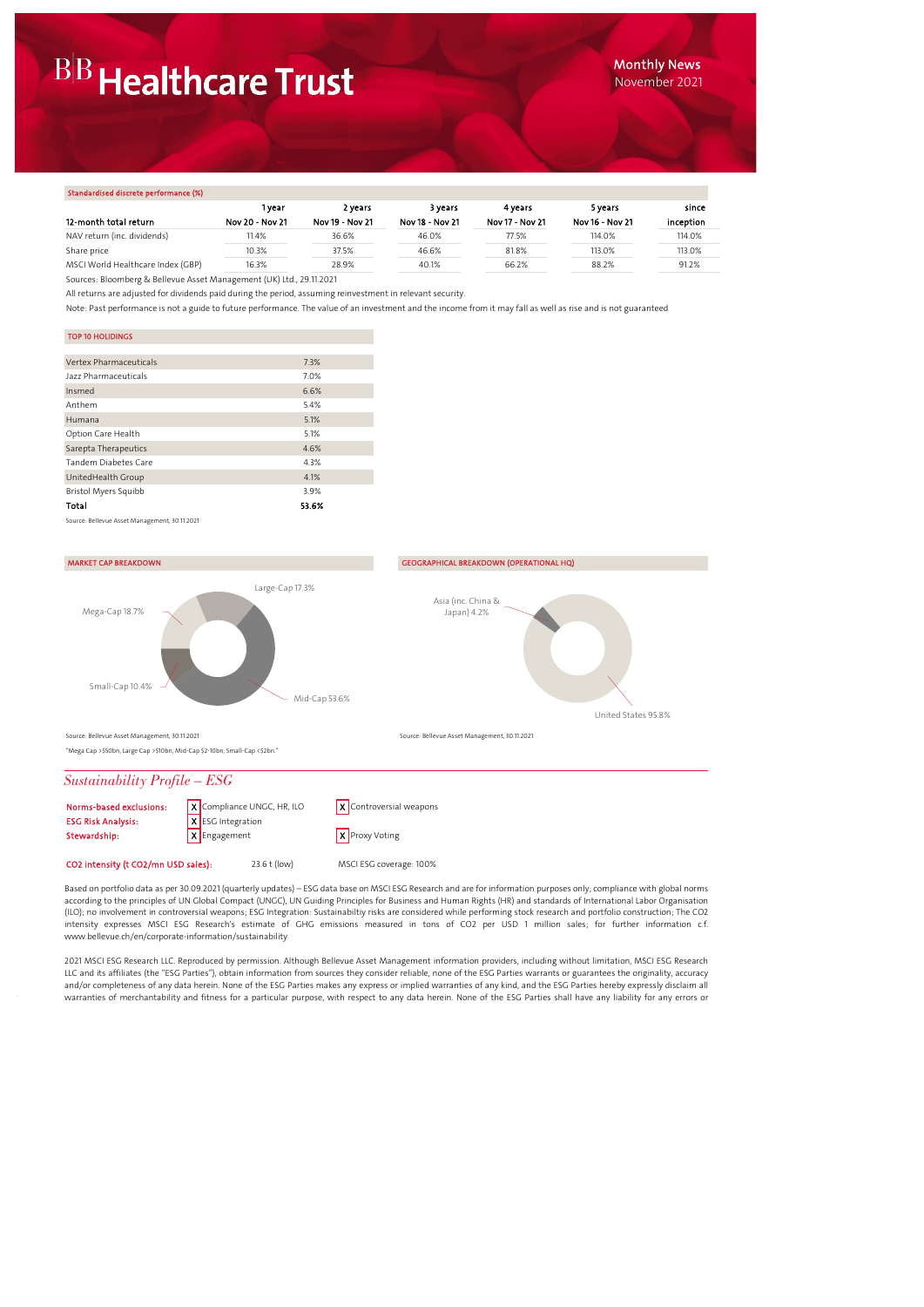# BB Healthcare Trust

Monthly News
November 2021

**Standardised discrete performance (%)**

| 12-month total return | 1 year Nov 20 - Nov 21 | 2 years Nov 19 - Nov 21 | 3 years Nov 18 - Nov 21 | 4 years Nov 17 - Nov 21 | 5 years Nov 16 - Nov 21 | since inception |
|---|---|---|---|---|---|---|
| NAV return (inc. dividends) | 11.4% | 36.6% | 46.0% | 77.5% | 114.0% | 114.0% |
| Share price | 10.3% | 37.5% | 46.6% | 81.8% | 113.0% | 113.0% |
| MSCI World Healthcare Index (GBP) | 16.3% | 28.9% | 40.1% | 66.2% | 88.2% | 91.2% |

Sources: Bloomberg & Bellevue Asset Management (UK) Ltd., 29.11.2021

All returns are adjusted for dividends paid during the period, assuming reinvestment in relevant security.

Note: Past performance is not a guide to future performance. The value of an investment and the income from it may fall as well as rise and is not guaranteed

**TOP 10 HOLIDINGS**

| | |
|---|---|
| Vertex Pharmaceuticals | 7.3% |
| Jazz Pharmaceuticals | 7.0% |
| Insmed | 6.6% |
| Anthem | 5.4% |
| Humana | 5.1% |
| Option Care Health | 5.1% |
| Sarepta Therapeutics | 4.6% |
| Tandem Diabetes Care | 4.3% |
| UnitedHealth Group | 4.1% |
| Bristol Myers Squibb | 3.9% |
| **Total** | **53.6%** |

Source: Bellevue Asset Management, 30.11.2021

**MARKET CAP BREAKDOWN**

Large-Cap 17.3%
Mega-Cap 18.7%
Small-Cap 10.4%
Mid-Cap 53.6%

Source: Bellevue Asset Management, 30.11.2021

"Mega Cap >$50bn, Large Cap >$10bn, Mid-Cap $2-10bn, Small-Cap <$2bn."

**GEOGRAPHICAL BREAKDOWN (OPERATIONAL HQ)**

Asia (inc. China & Japan) 4.2%
United States 95.8%

Source: Bellevue Asset Management, 30.11.2021

## *Sustainability Profile – ESG*

| | | |
|---|---|---|
| Norms-based exclusions: | X Compliance UNGC, HR, ILO | X Controversial weapons |
| ESG Risk Analysis: | X ESG Integration | |
| Stewardship: | X Engagement | X Proxy Voting |

$CO_2$ intensity (t $CO_2$/mn USD sales): 23.6 t (low) MSCI ESG coverage: 100%

Based on portfolio data as per 30.09.2021 (quarterly updates) – ESG data base on MSCI ESG Research and are for information purposes only; compliance with global norms according to the principles of UN Global Compact (UNGC), UN Guiding Principles for Business and Human Rights (HR) and standards of International Labor Organisation (ILO); no involvement in controversial weapons; ESG Integration: Sustainabiltiy risks are considered while performing stock research and portfolio construction; The $CO_2$ intensity expresses MSCI ESG Research's estimate of GHG emissions measured in tons of $CO_2$ per USD 1 million sales; for further information c.f. www.bellevue.ch/en/corporate-information/sustainability

2021 MSCI ESG Research LLC. Reproduced by permission. Although Bellevue Asset Management information providers, including without limitation, MSCI ESG Research LLC and its affiliates (the "ESG Parties"), obtain information from sources they consider reliable, none of the ESG Parties warrants or guarantees the originality, accuracy and/or completeness of any data herein. None of the ESG Parties makes any express or implied warranties of any kind, and the ESG Parties hereby expressly disclaim all warranties of merchantability and fitness for a particular purpose, with respect to any data herein. None of the ESG Parties shall have any liability for any errors or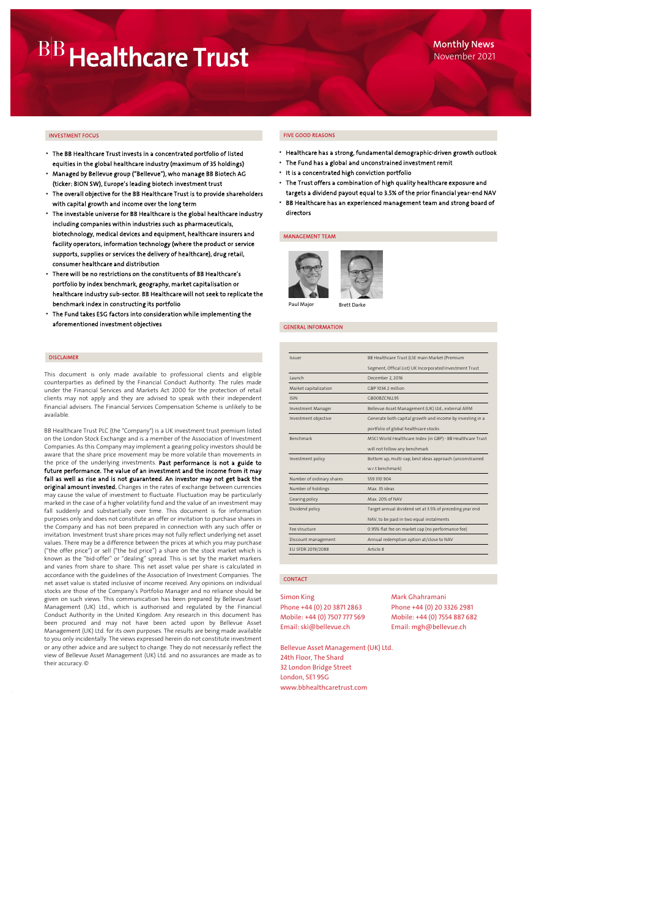# BB Healthcare Trust

Monthly News
November 2021

## INVESTMENT FOCUS

- The BB Healthcare Trust invests in a concentrated portfolio of listed equities in the global healthcare industry (maximum of 35 holdings)
- Managed by Bellevue group ("Bellevue"), who manage BB Biotech AG (ticker: BION SW), Europe's leading biotech investment trust
- The overall objective for the BB Healthcare Trust is to provide shareholders with capital growth and income over the long term
- The investable universe for BB Healthcare is the global healthcare industry including companies within industries such as pharmaceuticals, biotechnology, medical devices and equipment, healthcare insurers and facility operators, information technology (where the product or service supports, supplies or services the delivery of healthcare), drug retail, consumer healthcare and distribution
- There will be no restrictions on the constituents of BB Healthcare's portfolio by index benchmark, geography, market capitalisation or healthcare industry sub-sector. BB Healthcare will not seek to replicate the benchmark index in constructing its portfolio
- The Fund takes ESG factors into consideration while implementing the aforementioned investment objectives

## DISCLAIMER

This document is only made available to professional clients and eligible counterparties as defined by the Financial Conduct Authority. The rules made under the Financial Services and Markets Act 2000 for the protection of retail clients may not apply and they are advised to speak with their independent financial advisers. The Financial Services Compensation Scheme is unlikely to be available.

BB Healthcare Trust PLC (the "Company") is a UK investment trust premium listed on the London Stock Exchange and is a member of the Association of Investment Companies. As this Company may implement a gearing policy investors should be aware that the share price movement may be more volatile than movements in the price of the underlying investments. **Past performance is not a guide to future performance. The value of an investment and the income from it may fall as well as rise and is not guaranteed. An investor may not get back the original amount invested.** Changes in the rates of exchange between currencies may cause the value of investment to fluctuate. Fluctuation may be particularly marked in the case of a higher volatility fund and the value of an investment may fall suddenly and substantially over time. This document is for information purposes only and does not constitute an offer or invitation to purchase shares in the Company and has not been prepared in connection with any such offer or invitation. Investment trust share prices may not fully reflect underlying net asset values. There may be a difference between the prices at which you may purchase ("the offer price") or sell ("the bid price") a share on the stock market which is known as the "bid-offer" or "dealing" spread. This is set by the market markers and varies from share to share. This net asset value per share is calculated in accordance with the guidelines of the Association of Investment Companies. The net asset value is stated inclusive of income received. Any opinions on individual stocks are those of the Company's Portfolio Manager and no reliance should be given on such views. This communication has been prepared by Bellevue Asset Management (UK) Ltd., which is authorised and regulated by the Financial Conduct Authority in the United Kingdom. Any research in this document has been procured and may not have been acted upon by Bellevue Asset Management (UK) Ltd. for its own purposes. The results are being made available to you only incidentally. The views expressed herein do not constitute investment or any other advice and are subject to change. They do not necessarily reflect the view of Bellevue Asset Management (UK) Ltd. and no assurances are made as to their accuracy. ©

## FIVE GOOD REASONS

- Healthcare has a strong, fundamental demographic-driven growth outlook
- The Fund has a global and unconstrained investment remit
- It is a concentrated high conviction portfolio
- The Trust offers a combination of high quality healthcare exposure and targets a dividend payout equal to 3.5% of the prior financial year-end NAV
- BB Healthcare has an experienced management team and strong board of directors

## MANAGEMENT TEAM

Paul Major

Brett Darke

## GENERAL INFORMATION

| | |
|---|---|
| Issuer | BB Healthcare Trust (LSE main Market (Premium Segment, Offical List) UK Incorporated Investment Trust |
| Launch | December 2, 2016 |
| Market capitalization | GBP 1034.2 million |
| ISIN | GB00BZCNLL95 |
| Investment Manager | Bellevue Asset Management (UK) Ltd., external AIFM |
| Investment objective | Generate both capital growth and income by investing in a portfolio of global healthcare stocks |
| Benchmark | MSCI World Healthcare Index (in GBP) - BB Healthcare Trust will not follow any benchmark |
| Investment policy | Bottom up, multi-cap, best ideas approach (unconstrained w.r.t benchmark) |
| Number of ordinary shares | 559 310 904 |
| Number of holdings | Max. 35 ideas |
| Gearing policy | Max. 20% of NAV |
| Dividend policy | Target annual dividend set at 3.5% of preceding year end NAV, to be paid in two equal instalments |
| Fee structure | 0.95% flat fee on market cap (no performance fee) |
| Discount management | Annual redemption option at/close to NAV |
| EU SFDR 2019/2088 | Article 8 |

## CONTACT

Simon King
Phone +44 (0) 20 3871 2863
Mobile: +44 (0) 7507 777 569
Email: ski@bellevue.ch

Mark Ghahramani
Phone +44 (0) 20 3326 2981
Mobile: +44 (0) 7554 887 682
Email: mgh@bellevue.ch

Bellevue Asset Management (UK) Ltd.
24th Floor, The Shard
32 London Bridge Street
London, SE1 9SG
www.bbhealthcaretrust.com